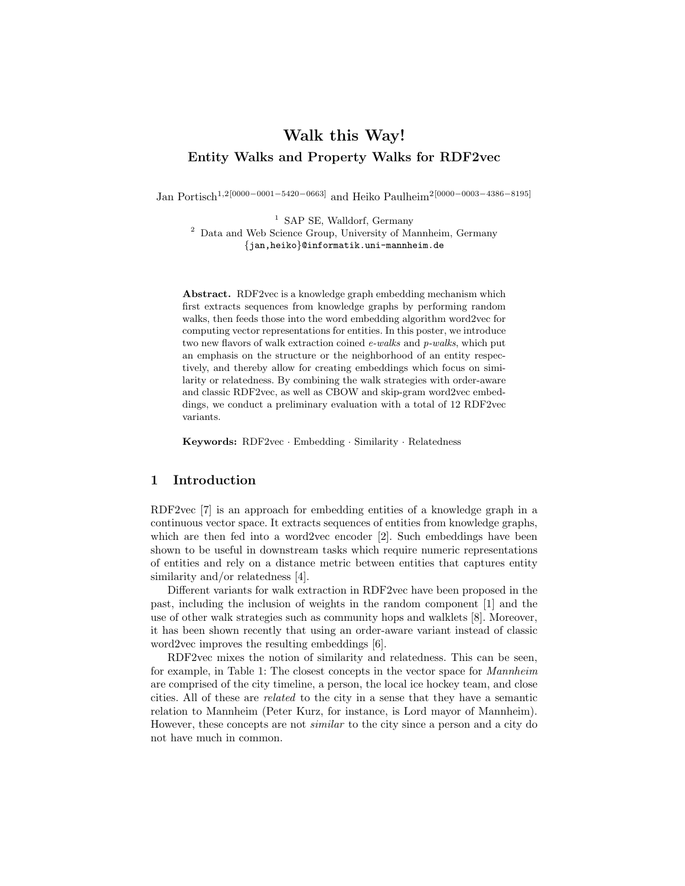# Walk this Way!

## Entity Walks and Property Walks for RDF2vec

Jan Portisch[1,2][0000−0001−5420−0663] and Heiko Paulheim[2][0000−0003−4386−8195]

[1] SAP SE, Walldorf, Germany
[2] Data and Web Science Group, University of Mannheim, Germany
{jan,heiko}@informatik.uni-mannheim.de

**Abstract.** RDF2vec is a knowledge graph embedding mechanism which first extracts sequences from knowledge graphs by performing random walks, then feeds those into the word embedding algorithm word2vec for computing vector representations for entities. In this poster, we introduce two new flavors of walk extraction coined *e-walks* and *p-walks*, which put an emphasis on the structure or the neighborhood of an entity respectively, and thereby allow for creating embeddings which focus on similarity or relatedness. By combining the walk strategies with order-aware and classic RDF2vec, as well as CBOW and skip-gram word2vec embeddings, we conduct a preliminary evaluation with a total of 12 RDF2vec variants.

**Keywords:** RDF2vec · Embedding · Similarity · Relatedness

## 1 Introduction

RDF2vec [7] is an approach for embedding entities of a knowledge graph in a continuous vector space. It extracts sequences of entities from knowledge graphs, which are then fed into a word2vec encoder [2]. Such embeddings have been shown to be useful in downstream tasks which require numeric representations of entities and rely on a distance metric between entities that captures entity similarity and/or relatedness [4].

Different variants for walk extraction in RDF2vec have been proposed in the past, including the inclusion of weights in the random component [1] and the use of other walk strategies such as community hops and walklets [8]. Moreover, it has been shown recently that using an order-aware variant instead of classic word2vec improves the resulting embeddings [6].

RDF2vec mixes the notion of similarity and relatedness. This can be seen, for example, in Table 1: The closest concepts in the vector space for *Mannheim* are comprised of the city timeline, a person, the local ice hockey team, and close cities. All of these are *related* to the city in a sense that they have a semantic relation to Mannheim (Peter Kurz, for instance, is Lord mayor of Mannheim). However, these concepts are not *similar* to the city since a person and a city do not have much in common.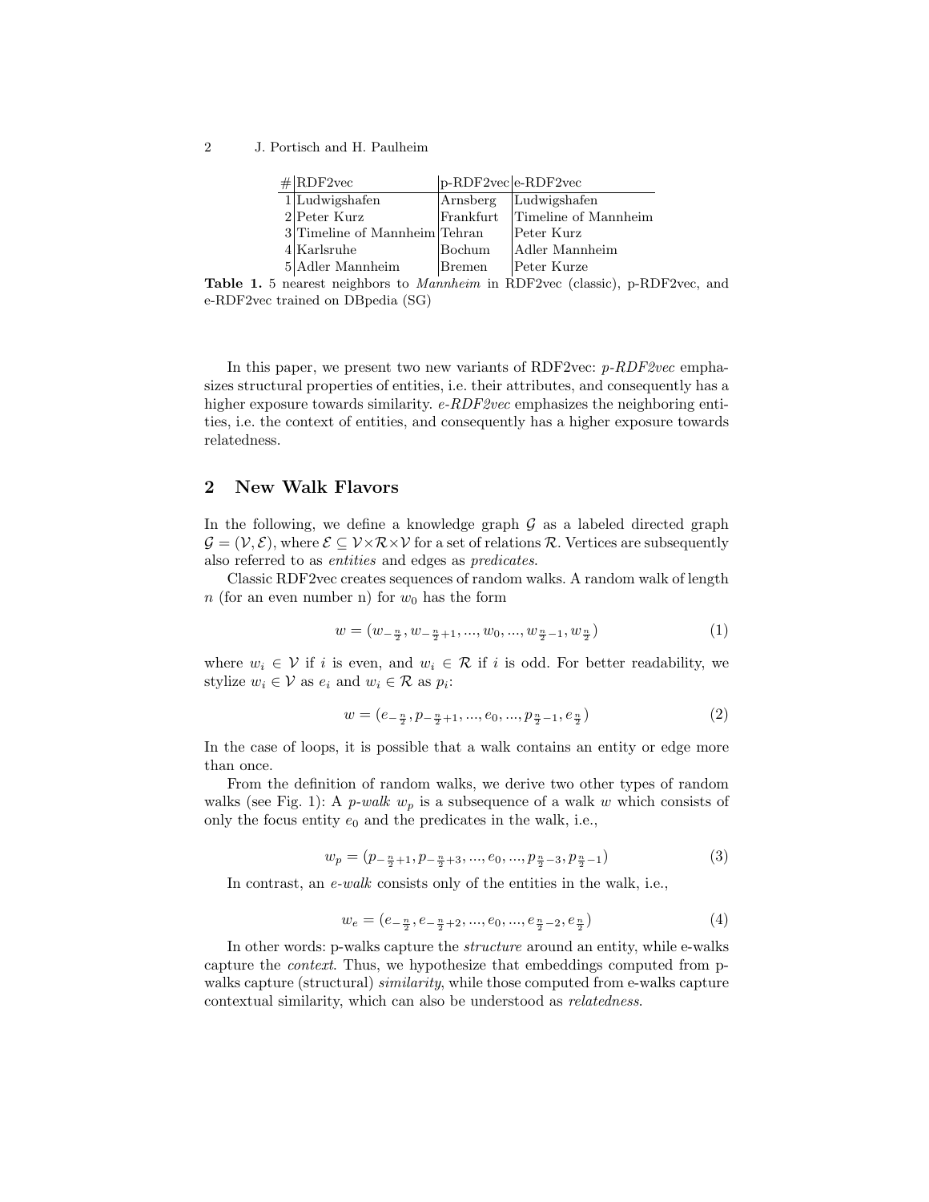| # | RDF2vec | p-RDF2vec | e-RDF2vec |
|---|---|---|---|
| 1 | Ludwigshafen | Arnsberg | Ludwigshafen |
| 2 | Peter Kurz | Frankfurt | Timeline of Mannheim |
| 3 | Timeline of Mannheim | Tehran | Peter Kurz |
| 4 | Karlsruhe | Bochum | Adler Mannheim |
| 5 | Adler Mannheim | Bremen | Peter Kurze |

**Table 1.** 5 nearest neighbors to *Mannheim* in RDF2vec (classic), p-RDF2vec, and e-RDF2vec trained on DBpedia (SG)

In this paper, we present two new variants of RDF2vec: *p-RDF2vec* emphasizes structural properties of entities, i.e. their attributes, and consequently has a higher exposure towards similarity. *e-RDF2vec* emphasizes the neighboring entities, i.e. the context of entities, and consequently has a higher exposure towards relatedness.

## 2 New Walk Flavors

In the following, we define a knowledge graph $\mathcal{G}$ as a labeled directed graph $\mathcal{G} = (\mathcal{V}, \mathcal{E})$, where $\mathcal{E} \subseteq \mathcal{V} \times \mathcal{R} \times \mathcal{V}$ for a set of relations $\mathcal{R}$. Vertices are subsequently also referred to as *entities* and edges as *predicates*.

Classic RDF2vec creates sequences of random walks. A random walk of length $n$ (for an even number n) for $w_0$ has the form

$$w = (w_{-\frac{n}{2}}, w_{-\frac{n}{2}+1}, ..., w_0, ..., w_{\frac{n}{2}-1}, w_{\frac{n}{2}}) \tag{1}$$

where $w_i \in \mathcal{V}$ if $i$ is even, and $w_i \in \mathcal{R}$ if $i$ is odd. For better readability, we stylize $w_i \in \mathcal{V}$ as $e_i$ and $w_i \in \mathcal{R}$ as $p_i$:

$$w = (e_{-\frac{n}{2}}, p_{-\frac{n}{2}+1}, ..., e_0, ..., p_{\frac{n}{2}-1}, e_{\frac{n}{2}}) \tag{2}$$

In the case of loops, it is possible that a walk contains an entity or edge more than once.

From the definition of random walks, we derive two other types of random walks (see Fig. 1): A *p-walk* $w_p$ is a subsequence of a walk $w$ which consists of only the focus entity $e_0$ and the predicates in the walk, i.e.,

$$w_p = (p_{-\frac{n}{2}+1}, p_{-\frac{n}{2}+3}, ..., e_0, ..., p_{\frac{n}{2}-3}, p_{\frac{n}{2}-1}) \tag{3}$$

In contrast, an *e-walk* consists only of the entities in the walk, i.e.,

$$w_e = (e_{-\frac{n}{2}}, e_{-\frac{n}{2}+2}, ..., e_0, ..., e_{\frac{n}{2}-2}, e_{\frac{n}{2}}) \tag{4}$$

In other words: p-walks capture the *structure* around an entity, while e-walks capture the *context*. Thus, we hypothesize that embeddings computed from p-walks capture (structural) *similarity*, while those computed from e-walks capture contextual similarity, which can also be understood as *relatedness*.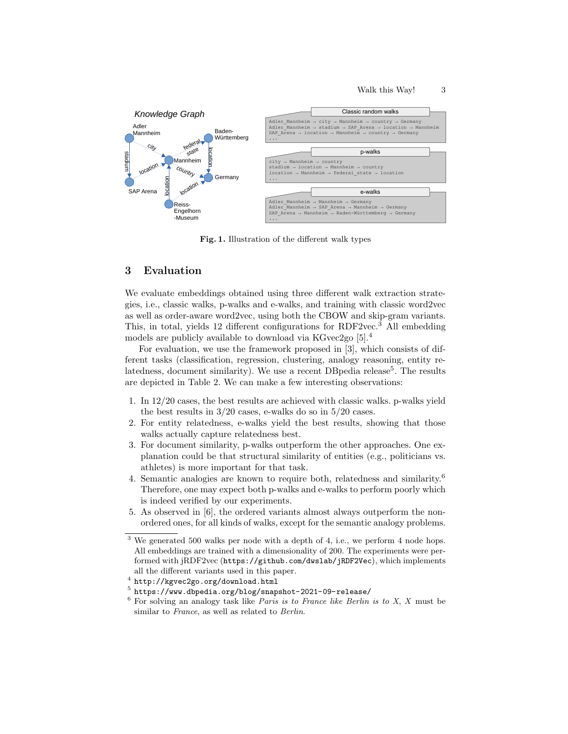Fig. 1. Illustration of the different walk types

## 3 Evaluation

We evaluate embeddings obtained using three different walk extraction strategies, i.e., classic walks, p-walks and e-walks, and training with classic word2vec as well as order-aware word2vec, using both the CBOW and skip-gram variants. This, in total, yields 12 different configurations for RDF2vec.[3] All embedding models are publicly available to download via KGvec2go [5].[4]

For evaluation, we use the framework proposed in [3], which consists of different tasks (classification, regression, clustering, analogy reasoning, entity relatedness, document similarity). We use a recent DBpedia release[5]. The results are depicted in Table 2. We can make a few interesting observations:

1. In 12/20 cases, the best results are achieved with classic walks. p-walks yield the best results in 3/20 cases, e-walks do so in 5/20 cases.
2. For entity relatedness, e-walks yield the best results, showing that those walks actually capture relatedness best.
3. For document similarity, p-walks outperform the other approaches. One explanation could be that structural similarity of entities (e.g., politicians vs. athletes) is more important for that task.
4. Semantic analogies are known to require both, relatedness and similarity.[6] Therefore, one may expect both p-walks and e-walks to perform poorly which is indeed verified by our experiments.
5. As observed in [6], the ordered variants almost always outperform the non-ordered ones, for all kinds of walks, except for the semantic analogy problems.

---

[3] We generated 500 walks per node with a depth of 4, i.e., we perform 4 node hops. All embeddings are trained with a dimensionality of 200. The experiments were performed with jRDF2vec (https://github.com/dwslab/jRDF2Vec), which implements all the different variants used in this paper.

[4] http://kgvec2go.org/download.html

[5] https://www.dbpedia.org/blog/snapshot-2021-09-release/

[6] For solving an analogy task like *Paris is to France like Berlin is to X*, *X* must be similar to *France*, as well as related to *Berlin*.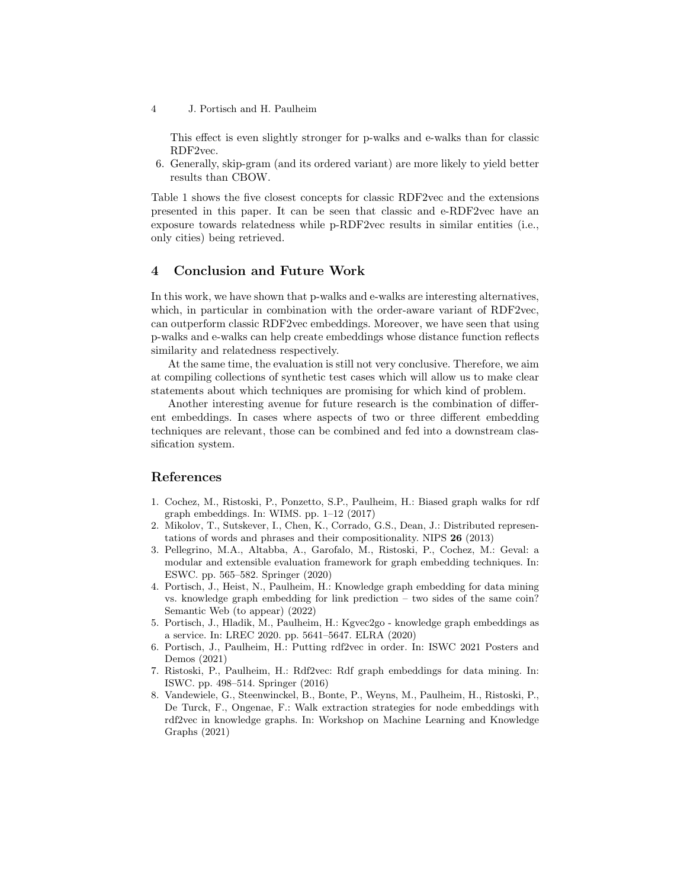This effect is even slightly stronger for p-walks and e-walks than for classic RDF2vec.

6. Generally, skip-gram (and its ordered variant) are more likely to yield better results than CBOW.

Table 1 shows the five closest concepts for classic RDF2vec and the extensions presented in this paper. It can be seen that classic and e-RDF2vec have an exposure towards relatedness while p-RDF2vec results in similar entities (i.e., only cities) being retrieved.

## 4 Conclusion and Future Work

In this work, we have shown that p-walks and e-walks are interesting alternatives, which, in particular in combination with the order-aware variant of RDF2vec, can outperform classic RDF2vec embeddings. Moreover, we have seen that using p-walks and e-walks can help create embeddings whose distance function reflects similarity and relatedness respectively.

At the same time, the evaluation is still not very conclusive. Therefore, we aim at compiling collections of synthetic test cases which will allow us to make clear statements about which techniques are promising for which kind of problem.

Another interesting avenue for future research is the combination of different embeddings. In cases where aspects of two or three different embedding techniques are relevant, those can be combined and fed into a downstream classification system.

## References

1. Cochez, M., Ristoski, P., Ponzetto, S.P., Paulheim, H.: Biased graph walks for rdf graph embeddings. In: WIMS. pp. 1–12 (2017)
2. Mikolov, T., Sutskever, I., Chen, K., Corrado, G.S., Dean, J.: Distributed representations of words and phrases and their compositionality. NIPS **26** (2013)
3. Pellegrino, M.A., Altabba, A., Garofalo, M., Ristoski, P., Cochez, M.: Geval: a modular and extensible evaluation framework for graph embedding techniques. In: ESWC. pp. 565–582. Springer (2020)
4. Portisch, J., Heist, N., Paulheim, H.: Knowledge graph embedding for data mining vs. knowledge graph embedding for link prediction – two sides of the same coin? Semantic Web (to appear) (2022)
5. Portisch, J., Hladik, M., Paulheim, H.: Kgvec2go - knowledge graph embeddings as a service. In: LREC 2020. pp. 5641–5647. ELRA (2020)
6. Portisch, J., Paulheim, H.: Putting rdf2vec in order. In: ISWC 2021 Posters and Demos (2021)
7. Ristoski, P., Paulheim, H.: Rdf2vec: Rdf graph embeddings for data mining. In: ISWC. pp. 498–514. Springer (2016)
8. Vandewiele, G., Steenwinckel, B., Bonte, P., Weyns, M., Paulheim, H., Ristoski, P., De Turck, F., Ongenae, F.: Walk extraction strategies for node embeddings with rdf2vec in knowledge graphs. In: Workshop on Machine Learning and Knowledge Graphs (2021)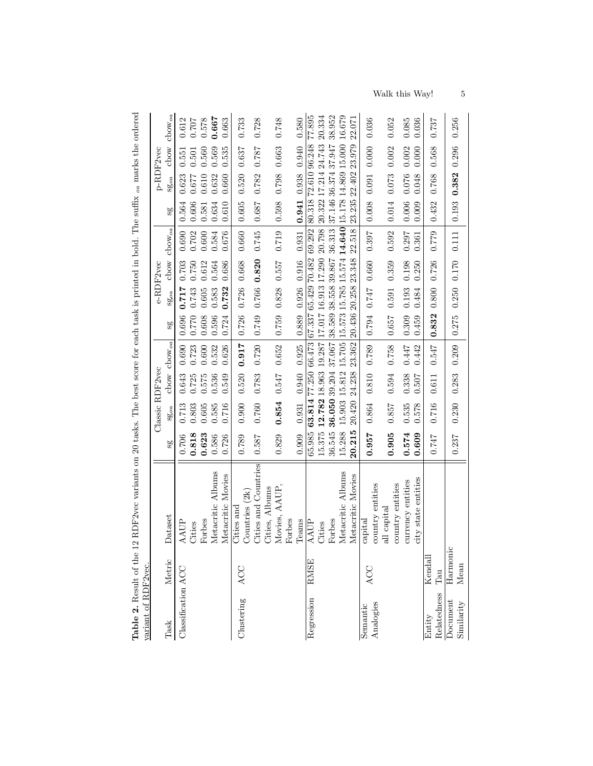**Table 2.** Result of the 12 RDF2vec variants on 20 tasks. The best score for each task is printed in bold. The suffix $_{oa}$ marks the ordered variant of RDF2vec.

| Task | Metric | Dataset | Classic RDF2vec | | | | e-RDF2vec | | | | p-RDF2vec | | | |
|---|---|---|---|---|---|---|---|---|---|---|---|---|---|---|
| | | | sg | $sg_{oa}$ | cbow | $cbow_{oa}$ | sg | $sg_{oa}$ | cbow | $cbow_{oa}$ | sg | $sg_{oa}$ | cbow | $cbow_{oa}$ |
| Classification | ACC | AAUP | 0.706 | 0.713 | 0.643 | 0.690 | 0.696 | **0.717** | 0.703 | 0.690 | 0.564 | 0.623 | 0.551 | 0.612 |
| | | Cities | **0.818** | 0.803 | 0.725 | 0.723 | 0.770 | 0.743 | 0.750 | 0.702 | 0.606 | 0.677 | 0.501 | 0.707 |
| | | Forbes | **0.623** | 0.605 | 0.575 | 0.600 | 0.608 | 0.605 | 0.612 | 0.600 | 0.581 | 0.610 | 0.560 | 0.578 |
| | | Metacritic Albums | 0.586 | 0.585 | 0.536 | 0.532 | 0.596 | 0.583 | 0.564 | 0.584 | 0.634 | 0.632 | 0.569 | **0.667** |
| | | Metacritic Movies | 0.726 | 0.716 | 0.549 | 0.626 | 0.724 | **0.732** | 0.686 | 0.676 | 0.610 | 0.660 | 0.535 | 0.663 |
| Clustering | ACC | Cities and Countries (2k) | 0.789 | 0.900 | 0.520 | **0.917** | 0.726 | 0.726 | 0.668 | 0.660 | 0.605 | 0.520 | 0.637 | 0.733 |
| | | Cities and Countries | 0.587 | 0.760 | 0.783 | 0.720 | 0.749 | 0.766 | **0.820** | 0.745 | 0.687 | 0.782 | 0.787 | 0.728 |
| | | Cities, Albums Movies, AAUP, Forbes | 0.829 | **0.854** | 0.547 | 0.652 | 0.759 | 0.828 | 0.557 | 0.719 | 0.598 | 0.798 | 0.663 | 0.748 |
| | | Teams | 0.909 | 0.931 | 0.940 | 0.925 | 0.889 | 0.926 | 0.916 | 0.931 | **0.941** | 0.938 | 0.940 | 0.580 |
| Regression | RMSE | AAUP | 65.985 | **63.814** | 77.250 | 66.473 | 67.337 | 65.429 | 70.482 | 69.292 | 80.318 | 72.610 | 96.248 | 77.895 |
| | | Cities | 15.375 | **12.782** | 18.963 | 19.287 | 17.017 | 16.913 | 17.290 | 20.798 | 20.322 | 17.214 | 24.743 | 20.334 |
| | | Forbes | 36.545 | **36.050** | 39.204 | 37.067 | 38.589 | 38.558 | 39.867 | 36.313 | 37.146 | 36.374 | 37.947 | 38.952 |
| | | Metacritic Albums | 15.288 | 15.903 | 15.812 | 15.705 | 15.573 | 15.785 | 15.574 | **14.640** | 15.178 | 14.869 | 15.000 | 16.679 |
| | | Metacritic Movies | **20.215** | 20.420 | 24.238 | 23.362 | 20.436 | 20.258 | 23.348 | 22.518 | 23.235 | 22.402 | 23.979 | 22.071 |
| Semantic Analogies | ACC | capital country entities | **0.957** | 0.864 | 0.810 | 0.789 | 0.794 | 0.747 | 0.660 | 0.397 | 0.008 | 0.091 | 0.000 | 0.036 |
| | | all capital country entities | **0.905** | 0.857 | 0.594 | 0.758 | 0.657 | 0.591 | 0.359 | 0.592 | 0.014 | 0.073 | 0.002 | 0.052 |
| | | currency entities | **0.574** | 0.535 | 0.338 | 0.447 | 0.309 | 0.193 | 0.198 | 0.297 | 0.006 | 0.076 | 0.002 | 0.085 |
| | | city state entities | **0.609** | 0.578 | 0.507 | 0.442 | 0.459 | 0.484 | 0.250 | 0.361 | 0.009 | 0.048 | 0.000 | 0.036 |
| Entity Relatedness | Kendall Tau | | 0.747 | 0.716 | 0.611 | 0.547 | **0.832** | 0.800 | 0.726 | 0.779 | 0.432 | 0.768 | 0.568 | 0.737 |
| Document Similarity | Harmonic Mean | | 0.237 | 0.230 | 0.283 | 0.209 | 0.275 | 0.250 | 0.170 | 0.111 | 0.193 | **0.382** | 0.296 | 0.256 |